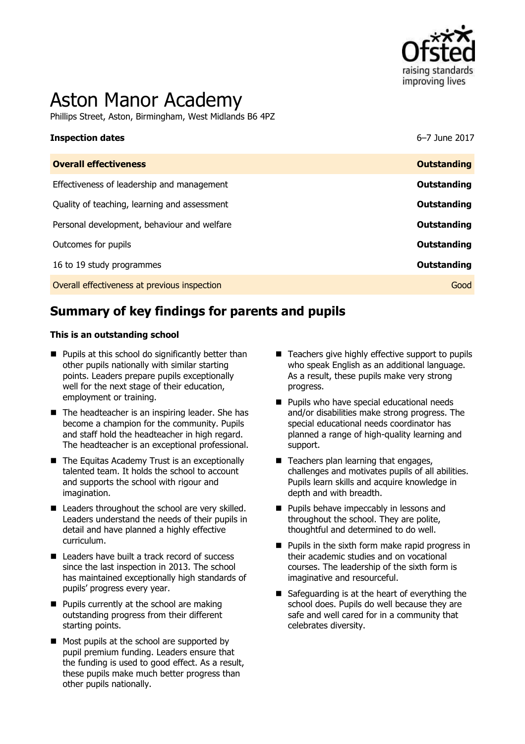# Aston Manor Academy

Phillips Street, Aston, Birmingham, West Midlands B6 4PZ

| **Inspection dates** | 6–7 June 2017 |
| --- | --- |
| **Overall effectiveness** | **Outstanding** |
| Effectiveness of leadership and management | **Outstanding** |
| Quality of teaching, learning and assessment | **Outstanding** |
| Personal development, behaviour and welfare | **Outstanding** |
| Outcomes for pupils | **Outstanding** |
| 16 to 19 study programmes | **Outstanding** |
| Overall effectiveness at previous inspection | Good |

## Summary of key findings for parents and pupils

**This is an outstanding school**

- Pupils at this school do significantly better than other pupils nationally with similar starting points. Leaders prepare pupils exceptionally well for the next stage of their education, employment or training.
- The headteacher is an inspiring leader. She has become a champion for the community. Pupils and staff hold the headteacher in high regard. The headteacher is an exceptional professional.
- The Equitas Academy Trust is an exceptionally talented team. It holds the school to account and supports the school with rigour and imagination.
- Leaders throughout the school are very skilled. Leaders understand the needs of their pupils in detail and have planned a highly effective curriculum.
- Leaders have built a track record of success since the last inspection in 2013. The school has maintained exceptionally high standards of pupils' progress every year.
- Pupils currently at the school are making outstanding progress from their different starting points.
- Most pupils at the school are supported by pupil premium funding. Leaders ensure that the funding is used to good effect. As a result, these pupils make much better progress than other pupils nationally.
- Teachers give highly effective support to pupils who speak English as an additional language. As a result, these pupils make very strong progress.
- Pupils who have special educational needs and/or disabilities make strong progress. The special educational needs coordinator has planned a range of high-quality learning and support.
- Teachers plan learning that engages, challenges and motivates pupils of all abilities. Pupils learn skills and acquire knowledge in depth and with breadth.
- Pupils behave impeccably in lessons and throughout the school. They are polite, thoughtful and determined to do well.
- Pupils in the sixth form make rapid progress in their academic studies and on vocational courses. The leadership of the sixth form is imaginative and resourceful.
- Safeguarding is at the heart of everything the school does. Pupils do well because they are safe and well cared for in a community that celebrates diversity.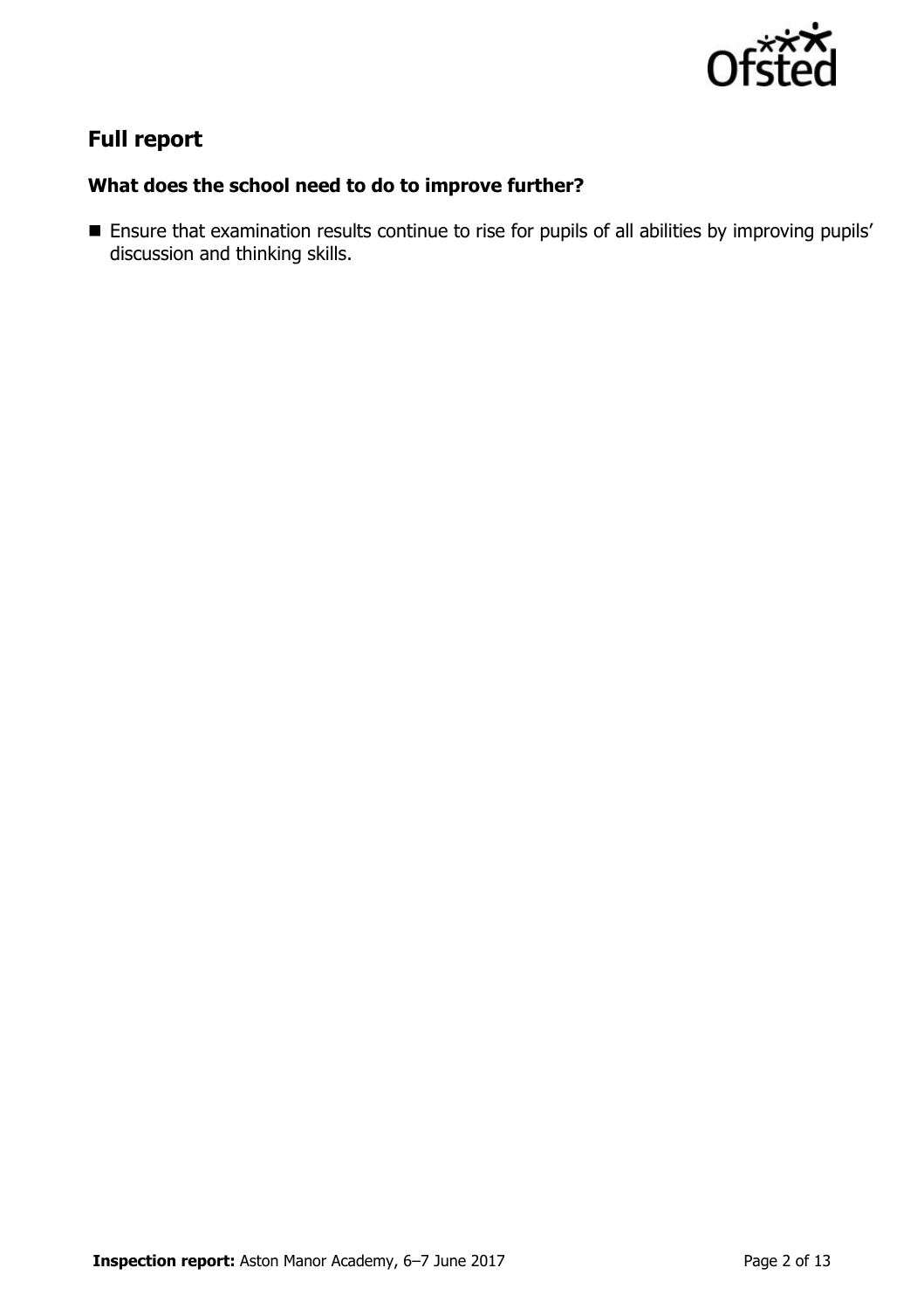## Full report

### What does the school need to do to improve further?

- Ensure that examination results continue to rise for pupils of all abilities by improving pupils' discussion and thinking skills.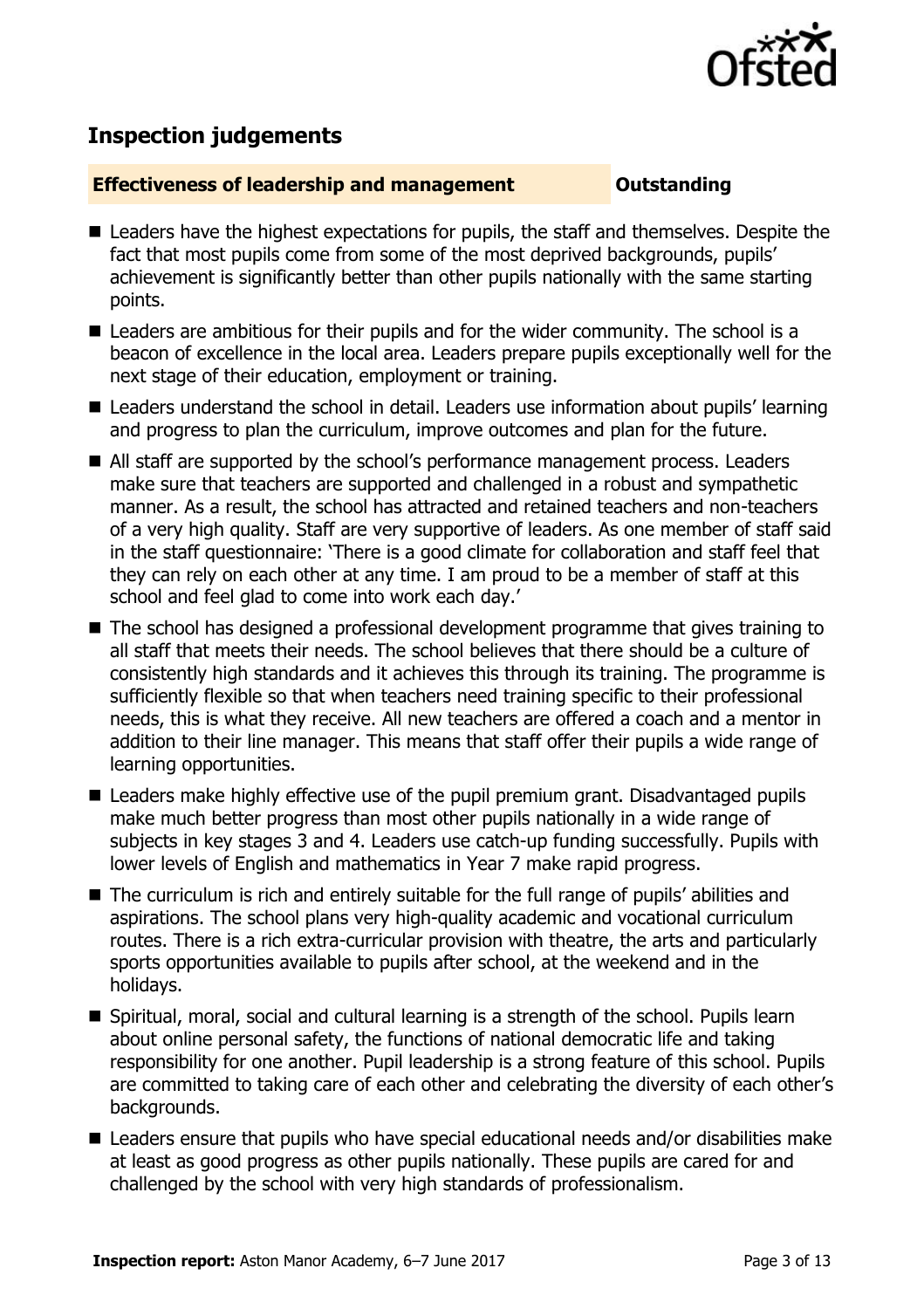## Inspection judgements

**Effectiveness of leadership and management** **Outstanding**

- Leaders have the highest expectations for pupils, the staff and themselves. Despite the fact that most pupils come from some of the most deprived backgrounds, pupils' achievement is significantly better than other pupils nationally with the same starting points.
- Leaders are ambitious for their pupils and for the wider community. The school is a beacon of excellence in the local area. Leaders prepare pupils exceptionally well for the next stage of their education, employment or training.
- Leaders understand the school in detail. Leaders use information about pupils' learning and progress to plan the curriculum, improve outcomes and plan for the future.
- All staff are supported by the school's performance management process. Leaders make sure that teachers are supported and challenged in a robust and sympathetic manner. As a result, the school has attracted and retained teachers and non-teachers of a very high quality. Staff are very supportive of leaders. As one member of staff said in the staff questionnaire: 'There is a good climate for collaboration and staff feel that they can rely on each other at any time. I am proud to be a member of staff at this school and feel glad to come into work each day.'
- The school has designed a professional development programme that gives training to all staff that meets their needs. The school believes that there should be a culture of consistently high standards and it achieves this through its training. The programme is sufficiently flexible so that when teachers need training specific to their professional needs, this is what they receive. All new teachers are offered a coach and a mentor in addition to their line manager. This means that staff offer their pupils a wide range of learning opportunities.
- Leaders make highly effective use of the pupil premium grant. Disadvantaged pupils make much better progress than most other pupils nationally in a wide range of subjects in key stages 3 and 4. Leaders use catch-up funding successfully. Pupils with lower levels of English and mathematics in Year 7 make rapid progress.
- The curriculum is rich and entirely suitable for the full range of pupils' abilities and aspirations. The school plans very high-quality academic and vocational curriculum routes. There is a rich extra-curricular provision with theatre, the arts and particularly sports opportunities available to pupils after school, at the weekend and in the holidays.
- Spiritual, moral, social and cultural learning is a strength of the school. Pupils learn about online personal safety, the functions of national democratic life and taking responsibility for one another. Pupil leadership is a strong feature of this school. Pupils are committed to taking care of each other and celebrating the diversity of each other's backgrounds.
- Leaders ensure that pupils who have special educational needs and/or disabilities make at least as good progress as other pupils nationally. These pupils are cared for and challenged by the school with very high standards of professionalism.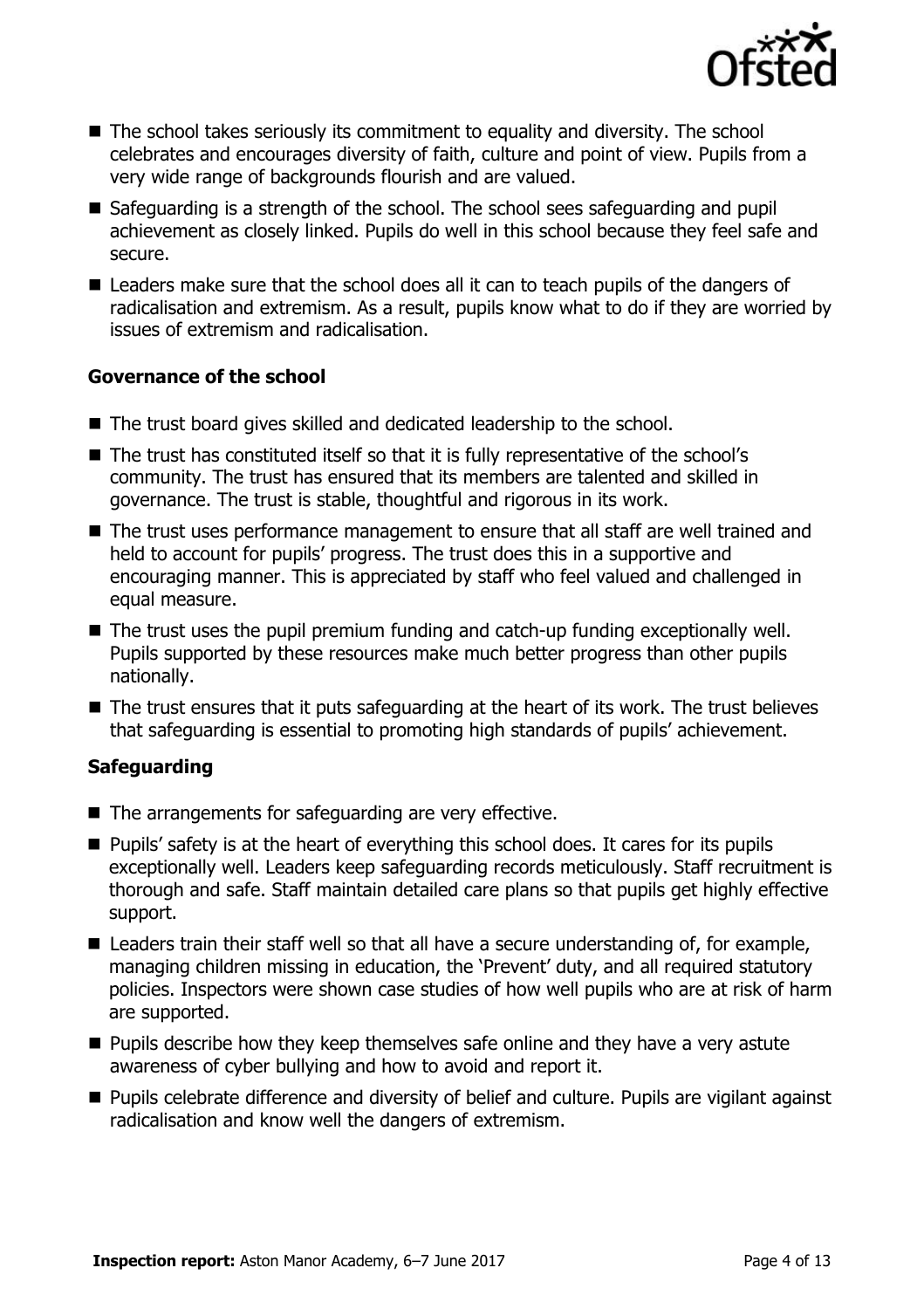- The school takes seriously its commitment to equality and diversity. The school celebrates and encourages diversity of faith, culture and point of view. Pupils from a very wide range of backgrounds flourish and are valued.
- Safeguarding is a strength of the school. The school sees safeguarding and pupil achievement as closely linked. Pupils do well in this school because they feel safe and secure.
- Leaders make sure that the school does all it can to teach pupils of the dangers of radicalisation and extremism. As a result, pupils know what to do if they are worried by issues of extremism and radicalisation.

### Governance of the school

- The trust board gives skilled and dedicated leadership to the school.
- The trust has constituted itself so that it is fully representative of the school's community. The trust has ensured that its members are talented and skilled in governance. The trust is stable, thoughtful and rigorous in its work.
- The trust uses performance management to ensure that all staff are well trained and held to account for pupils' progress. The trust does this in a supportive and encouraging manner. This is appreciated by staff who feel valued and challenged in equal measure.
- The trust uses the pupil premium funding and catch-up funding exceptionally well. Pupils supported by these resources make much better progress than other pupils nationally.
- The trust ensures that it puts safeguarding at the heart of its work. The trust believes that safeguarding is essential to promoting high standards of pupils' achievement.

### Safeguarding

- The arrangements for safeguarding are very effective.
- Pupils' safety is at the heart of everything this school does. It cares for its pupils exceptionally well. Leaders keep safeguarding records meticulously. Staff recruitment is thorough and safe. Staff maintain detailed care plans so that pupils get highly effective support.
- Leaders train their staff well so that all have a secure understanding of, for example, managing children missing in education, the 'Prevent' duty, and all required statutory policies. Inspectors were shown case studies of how well pupils who are at risk of harm are supported.
- Pupils describe how they keep themselves safe online and they have a very astute awareness of cyber bullying and how to avoid and report it.
- Pupils celebrate difference and diversity of belief and culture. Pupils are vigilant against radicalisation and know well the dangers of extremism.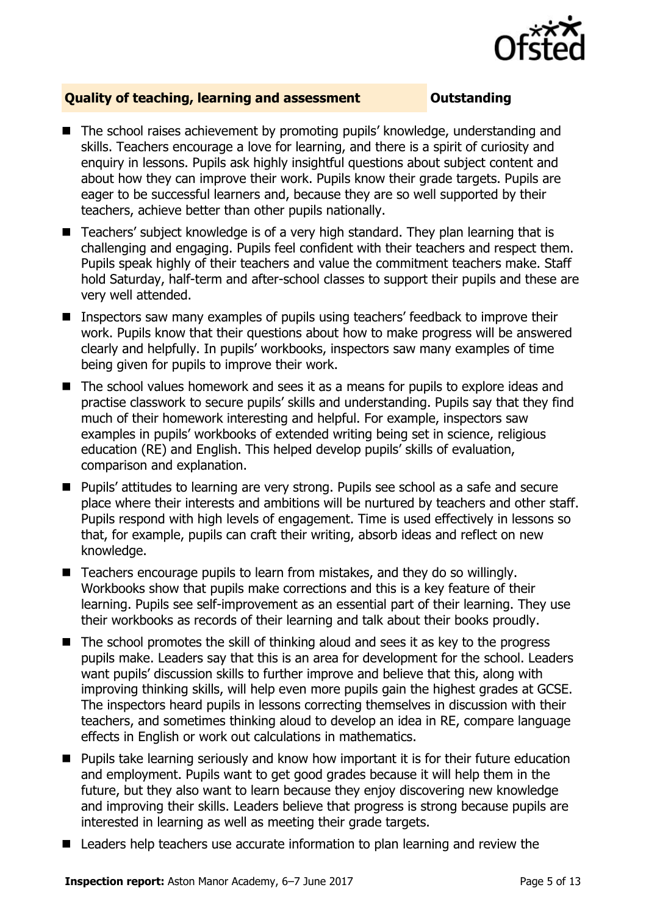## Quality of teaching, learning and assessment **Outstanding**

- The school raises achievement by promoting pupils' knowledge, understanding and skills. Teachers encourage a love for learning, and there is a spirit of curiosity and enquiry in lessons. Pupils ask highly insightful questions about subject content and about how they can improve their work. Pupils know their grade targets. Pupils are eager to be successful learners and, because they are so well supported by their teachers, achieve better than other pupils nationally.
- Teachers' subject knowledge is of a very high standard. They plan learning that is challenging and engaging. Pupils feel confident with their teachers and respect them. Pupils speak highly of their teachers and value the commitment teachers make. Staff hold Saturday, half-term and after-school classes to support their pupils and these are very well attended.
- Inspectors saw many examples of pupils using teachers' feedback to improve their work. Pupils know that their questions about how to make progress will be answered clearly and helpfully. In pupils' workbooks, inspectors saw many examples of time being given for pupils to improve their work.
- The school values homework and sees it as a means for pupils to explore ideas and practise classwork to secure pupils' skills and understanding. Pupils say that they find much of their homework interesting and helpful. For example, inspectors saw examples in pupils' workbooks of extended writing being set in science, religious education (RE) and English. This helped develop pupils' skills of evaluation, comparison and explanation.
- Pupils' attitudes to learning are very strong. Pupils see school as a safe and secure place where their interests and ambitions will be nurtured by teachers and other staff. Pupils respond with high levels of engagement. Time is used effectively in lessons so that, for example, pupils can craft their writing, absorb ideas and reflect on new knowledge.
- Teachers encourage pupils to learn from mistakes, and they do so willingly. Workbooks show that pupils make corrections and this is a key feature of their learning. Pupils see self-improvement as an essential part of their learning. They use their workbooks as records of their learning and talk about their books proudly.
- The school promotes the skill of thinking aloud and sees it as key to the progress pupils make. Leaders say that this is an area for development for the school. Leaders want pupils' discussion skills to further improve and believe that this, along with improving thinking skills, will help even more pupils gain the highest grades at GCSE. The inspectors heard pupils in lessons correcting themselves in discussion with their teachers, and sometimes thinking aloud to develop an idea in RE, compare language effects in English or work out calculations in mathematics.
- Pupils take learning seriously and know how important it is for their future education and employment. Pupils want to get good grades because it will help them in the future, but they also want to learn because they enjoy discovering new knowledge and improving their skills. Leaders believe that progress is strong because pupils are interested in learning as well as meeting their grade targets.
- Leaders help teachers use accurate information to plan learning and review the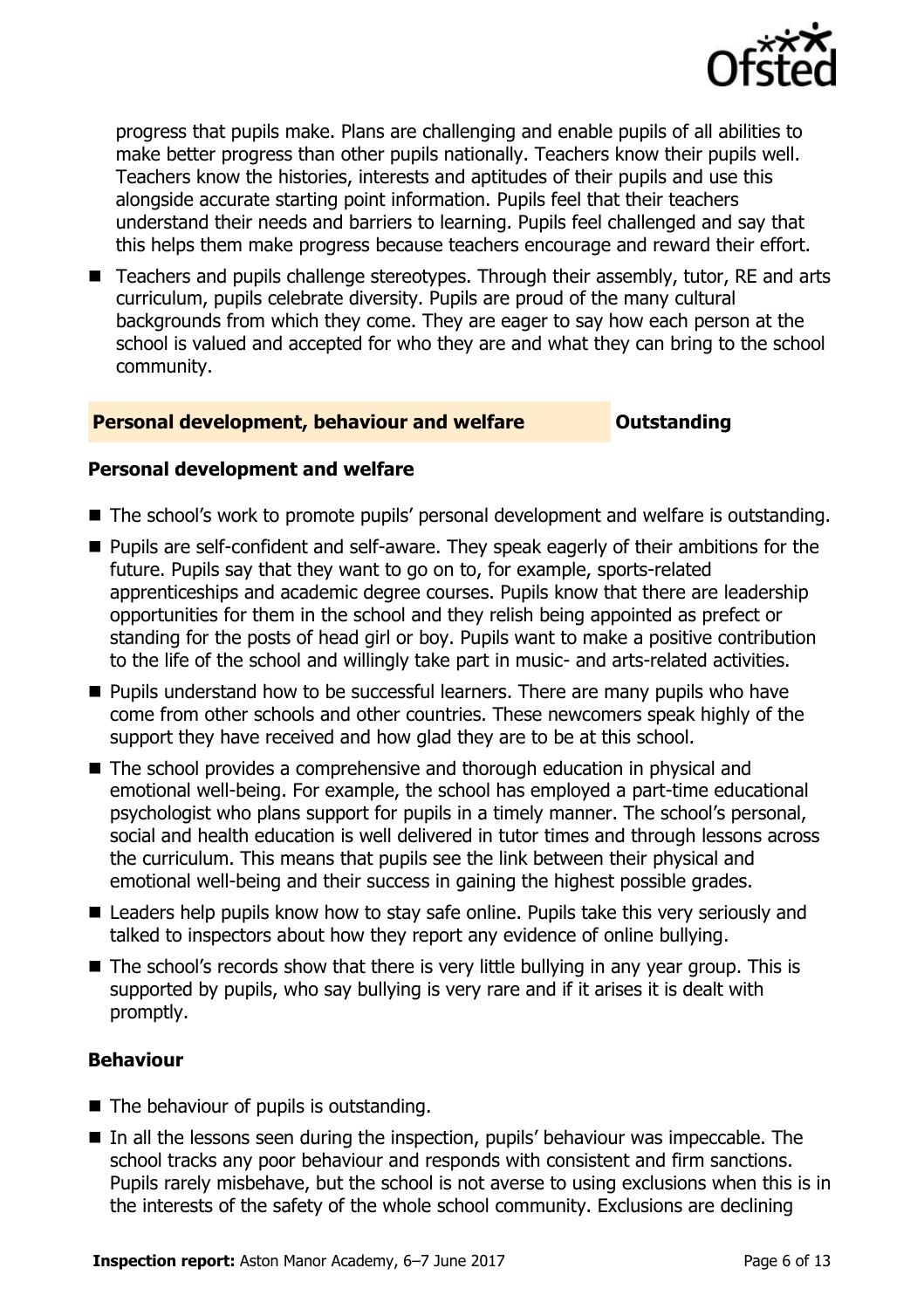progress that pupils make. Plans are challenging and enable pupils of all abilities to make better progress than other pupils nationally. Teachers know their pupils well. Teachers know the histories, interests and aptitudes of their pupils and use this alongside accurate starting point information. Pupils feel that their teachers understand their needs and barriers to learning. Pupils feel challenged and say that this helps them make progress because teachers encourage and reward their effort.

- Teachers and pupils challenge stereotypes. Through their assembly, tutor, RE and arts curriculum, pupils celebrate diversity. Pupils are proud of the many cultural backgrounds from which they come. They are eager to say how each person at the school is valued and accepted for who they are and what they can bring to the school community.

| Personal development, behaviour and welfare | Outstanding |
| --- | --- |

### Personal development and welfare

- The school's work to promote pupils' personal development and welfare is outstanding.
- Pupils are self-confident and self-aware. They speak eagerly of their ambitions for the future. Pupils say that they want to go on to, for example, sports-related apprenticeships and academic degree courses. Pupils know that there are leadership opportunities for them in the school and they relish being appointed as prefect or standing for the posts of head girl or boy. Pupils want to make a positive contribution to the life of the school and willingly take part in music- and arts-related activities.
- Pupils understand how to be successful learners. There are many pupils who have come from other schools and other countries. These newcomers speak highly of the support they have received and how glad they are to be at this school.
- The school provides a comprehensive and thorough education in physical and emotional well-being. For example, the school has employed a part-time educational psychologist who plans support for pupils in a timely manner. The school's personal, social and health education is well delivered in tutor times and through lessons across the curriculum. This means that pupils see the link between their physical and emotional well-being and their success in gaining the highest possible grades.
- Leaders help pupils know how to stay safe online. Pupils take this very seriously and talked to inspectors about how they report any evidence of online bullying.
- The school's records show that there is very little bullying in any year group. This is supported by pupils, who say bullying is very rare and if it arises it is dealt with promptly.

### Behaviour

- The behaviour of pupils is outstanding.
- In all the lessons seen during the inspection, pupils' behaviour was impeccable. The school tracks any poor behaviour and responds with consistent and firm sanctions. Pupils rarely misbehave, but the school is not averse to using exclusions when this is in the interests of the safety of the whole school community. Exclusions are declining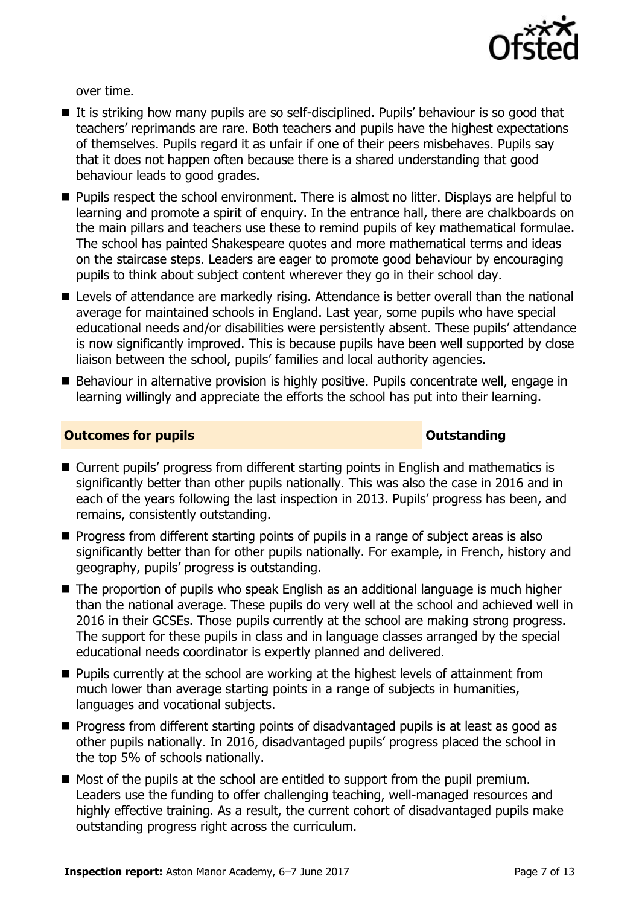over time.

- It is striking how many pupils are so self-disciplined. Pupils' behaviour is so good that teachers' reprimands are rare. Both teachers and pupils have the highest expectations of themselves. Pupils regard it as unfair if one of their peers misbehaves. Pupils say that it does not happen often because there is a shared understanding that good behaviour leads to good grades.
- Pupils respect the school environment. There is almost no litter. Displays are helpful to learning and promote a spirit of enquiry. In the entrance hall, there are chalkboards on the main pillars and teachers use these to remind pupils of key mathematical formulae. The school has painted Shakespeare quotes and more mathematical terms and ideas on the staircase steps. Leaders are eager to promote good behaviour by encouraging pupils to think about subject content wherever they go in their school day.
- Levels of attendance are markedly rising. Attendance is better overall than the national average for maintained schools in England. Last year, some pupils who have special educational needs and/or disabilities were persistently absent. These pupils' attendance is now significantly improved. This is because pupils have been well supported by close liaison between the school, pupils' families and local authority agencies.
- Behaviour in alternative provision is highly positive. Pupils concentrate well, engage in learning willingly and appreciate the efforts the school has put into their learning.

## Outcomes for pupils — Outstanding

- Current pupils' progress from different starting points in English and mathematics is significantly better than other pupils nationally. This was also the case in 2016 and in each of the years following the last inspection in 2013. Pupils' progress has been, and remains, consistently outstanding.
- Progress from different starting points of pupils in a range of subject areas is also significantly better than for other pupils nationally. For example, in French, history and geography, pupils' progress is outstanding.
- The proportion of pupils who speak English as an additional language is much higher than the national average. These pupils do very well at the school and achieved well in 2016 in their GCSEs. Those pupils currently at the school are making strong progress. The support for these pupils in class and in language classes arranged by the special educational needs coordinator is expertly planned and delivered.
- Pupils currently at the school are working at the highest levels of attainment from much lower than average starting points in a range of subjects in humanities, languages and vocational subjects.
- Progress from different starting points of disadvantaged pupils is at least as good as other pupils nationally. In 2016, disadvantaged pupils' progress placed the school in the top 5% of schools nationally.
- Most of the pupils at the school are entitled to support from the pupil premium. Leaders use the funding to offer challenging teaching, well-managed resources and highly effective training. As a result, the current cohort of disadvantaged pupils make outstanding progress right across the curriculum.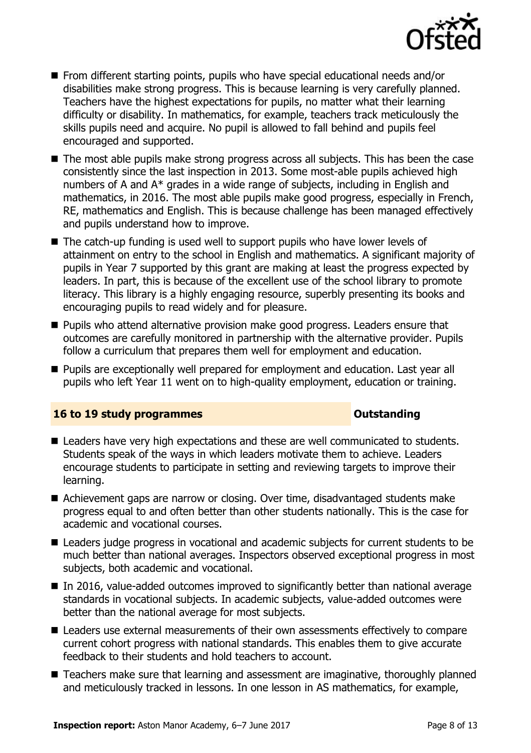- From different starting points, pupils who have special educational needs and/or disabilities make strong progress. This is because learning is very carefully planned. Teachers have the highest expectations for pupils, no matter what their learning difficulty or disability. In mathematics, for example, teachers track meticulously the skills pupils need and acquire. No pupil is allowed to fall behind and pupils feel encouraged and supported.
- The most able pupils make strong progress across all subjects. This has been the case consistently since the last inspection in 2013. Some most-able pupils achieved high numbers of A and A* grades in a wide range of subjects, including in English and mathematics, in 2016. The most able pupils make good progress, especially in French, RE, mathematics and English. This is because challenge has been managed effectively and pupils understand how to improve.
- The catch-up funding is used well to support pupils who have lower levels of attainment on entry to the school in English and mathematics. A significant majority of pupils in Year 7 supported by this grant are making at least the progress expected by leaders. In part, this is because of the excellent use of the school library to promote literacy. This library is a highly engaging resource, superbly presenting its books and encouraging pupils to read widely and for pleasure.
- Pupils who attend alternative provision make good progress. Leaders ensure that outcomes are carefully monitored in partnership with the alternative provider. Pupils follow a curriculum that prepares them well for employment and education.
- Pupils are exceptionally well prepared for employment and education. Last year all pupils who left Year 11 went on to high-quality employment, education or training.

## 16 to 19 study programmes — Outstanding

- Leaders have very high expectations and these are well communicated to students. Students speak of the ways in which leaders motivate them to achieve. Leaders encourage students to participate in setting and reviewing targets to improve their learning.
- Achievement gaps are narrow or closing. Over time, disadvantaged students make progress equal to and often better than other students nationally. This is the case for academic and vocational courses.
- Leaders judge progress in vocational and academic subjects for current students to be much better than national averages. Inspectors observed exceptional progress in most subjects, both academic and vocational.
- In 2016, value-added outcomes improved to significantly better than national average standards in vocational subjects. In academic subjects, value-added outcomes were better than the national average for most subjects.
- Leaders use external measurements of their own assessments effectively to compare current cohort progress with national standards. This enables them to give accurate feedback to their students and hold teachers to account.
- Teachers make sure that learning and assessment are imaginative, thoroughly planned and meticulously tracked in lessons. In one lesson in AS mathematics, for example,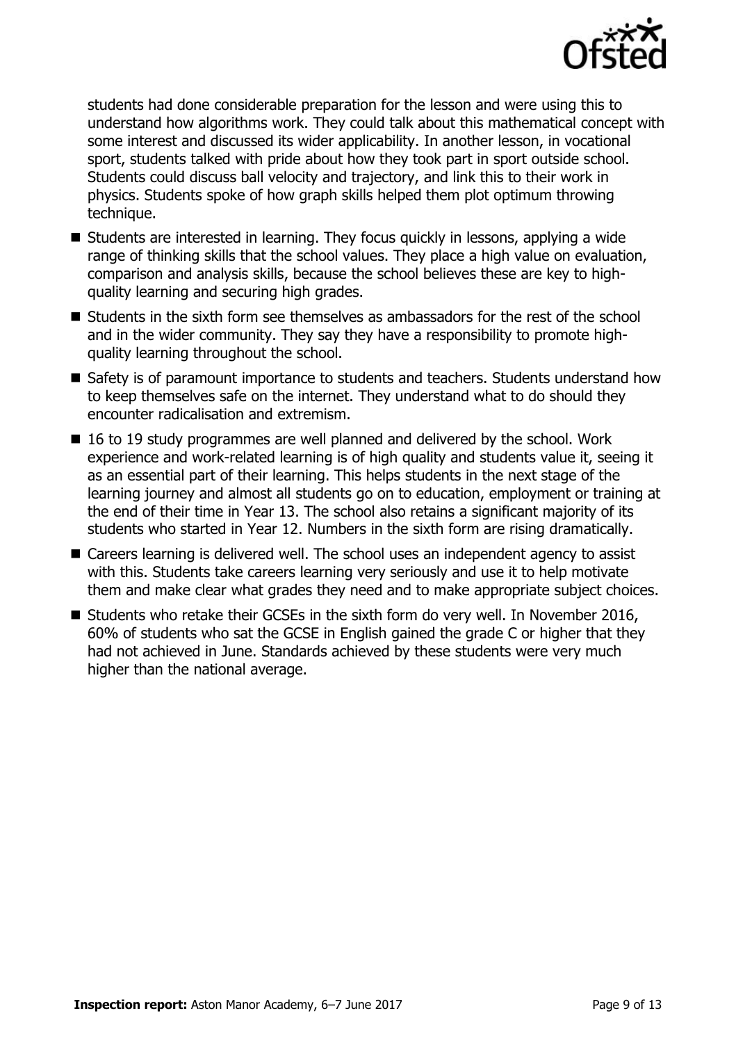students had done considerable preparation for the lesson and were using this to understand how algorithms work. They could talk about this mathematical concept with some interest and discussed its wider applicability. In another lesson, in vocational sport, students talked with pride about how they took part in sport outside school. Students could discuss ball velocity and trajectory, and link this to their work in physics. Students spoke of how graph skills helped them plot optimum throwing technique.

- Students are interested in learning. They focus quickly in lessons, applying a wide range of thinking skills that the school values. They place a high value on evaluation, comparison and analysis skills, because the school believes these are key to high-quality learning and securing high grades.
- Students in the sixth form see themselves as ambassadors for the rest of the school and in the wider community. They say they have a responsibility to promote high-quality learning throughout the school.
- Safety is of paramount importance to students and teachers. Students understand how to keep themselves safe on the internet. They understand what to do should they encounter radicalisation and extremism.
- 16 to 19 study programmes are well planned and delivered by the school. Work experience and work-related learning is of high quality and students value it, seeing it as an essential part of their learning. This helps students in the next stage of the learning journey and almost all students go on to education, employment or training at the end of their time in Year 13. The school also retains a significant majority of its students who started in Year 12. Numbers in the sixth form are rising dramatically.
- Careers learning is delivered well. The school uses an independent agency to assist with this. Students take careers learning very seriously and use it to help motivate them and make clear what grades they need and to make appropriate subject choices.
- Students who retake their GCSEs in the sixth form do very well. In November 2016, 60% of students who sat the GCSE in English gained the grade C or higher that they had not achieved in June. Standards achieved by these students were very much higher than the national average.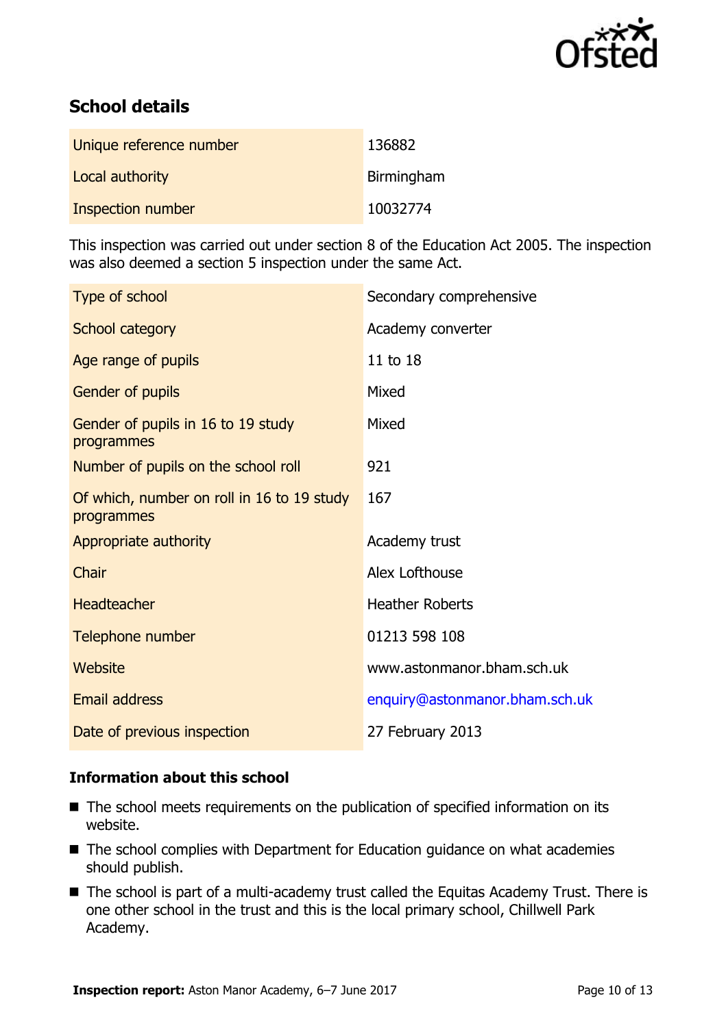## School details

| | |
|---|---|
| Unique reference number | 136882 |
| Local authority | Birmingham |
| Inspection number | 10032774 |

This inspection was carried out under section 8 of the Education Act 2005. The inspection was also deemed a section 5 inspection under the same Act.

| | |
|---|---|
| Type of school | Secondary comprehensive |
| School category | Academy converter |
| Age range of pupils | 11 to 18 |
| Gender of pupils | Mixed |
| Gender of pupils in 16 to 19 study programmes | Mixed |
| Number of pupils on the school roll | 921 |
| Of which, number on roll in 16 to 19 study programmes | 167 |
| Appropriate authority | Academy trust |
| Chair | Alex Lofthouse |
| Headteacher | Heather Roberts |
| Telephone number | 01213 598 108 |
| Website | www.astonmanor.bham.sch.uk |
| Email address | enquiry@astonmanor.bham.sch.uk |
| Date of previous inspection | 27 February 2013 |

### Information about this school

- The school meets requirements on the publication of specified information on its website.
- The school complies with Department for Education guidance on what academies should publish.
- The school is part of a multi-academy trust called the Equitas Academy Trust. There is one other school in the trust and this is the local primary school, Chillwell Park Academy.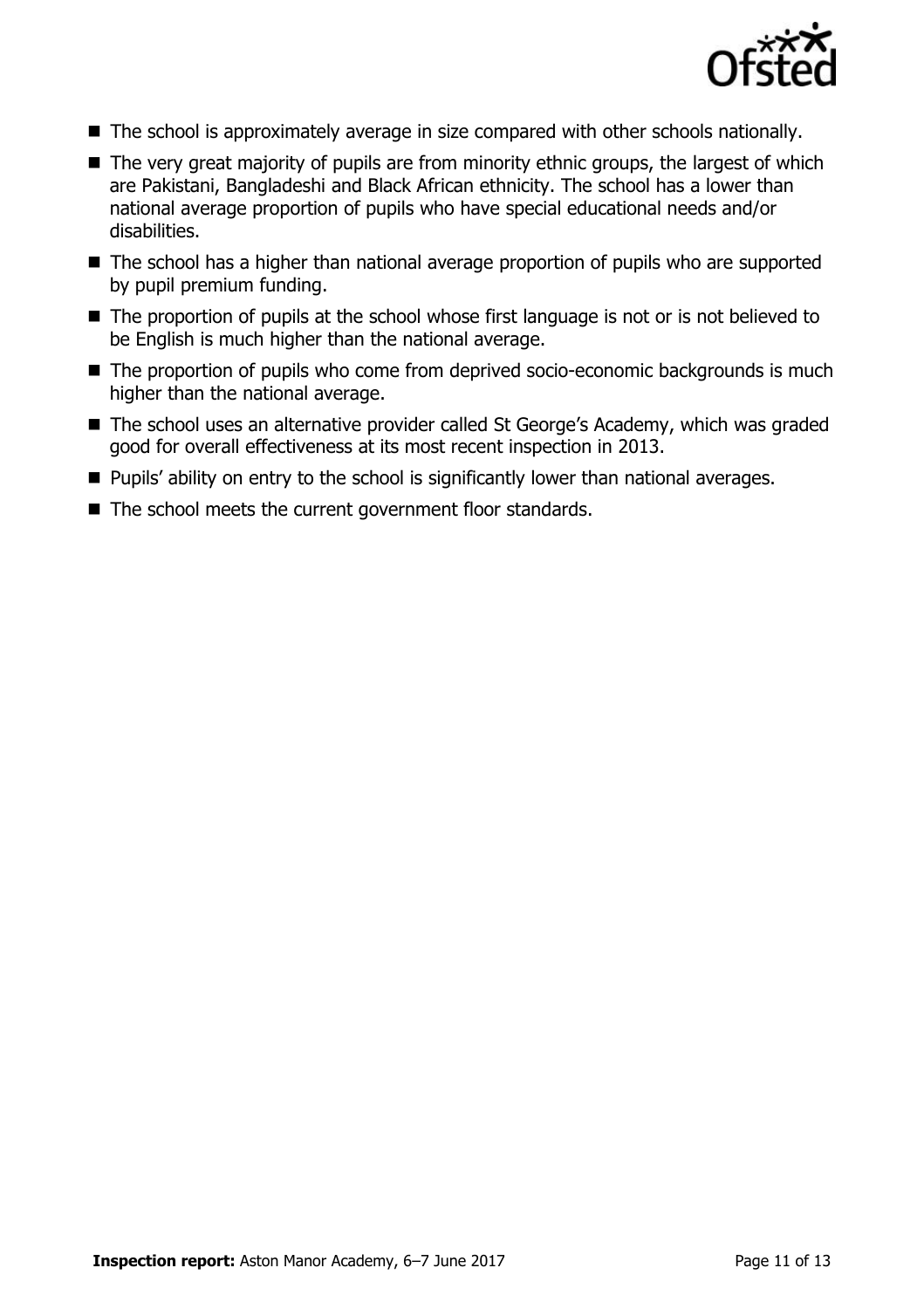- The school is approximately average in size compared with other schools nationally.
- The very great majority of pupils are from minority ethnic groups, the largest of which are Pakistani, Bangladeshi and Black African ethnicity. The school has a lower than national average proportion of pupils who have special educational needs and/or disabilities.
- The school has a higher than national average proportion of pupils who are supported by pupil premium funding.
- The proportion of pupils at the school whose first language is not or is not believed to be English is much higher than the national average.
- The proportion of pupils who come from deprived socio-economic backgrounds is much higher than the national average.
- The school uses an alternative provider called St George's Academy, which was graded good for overall effectiveness at its most recent inspection in 2013.
- Pupils' ability on entry to the school is significantly lower than national averages.
- The school meets the current government floor standards.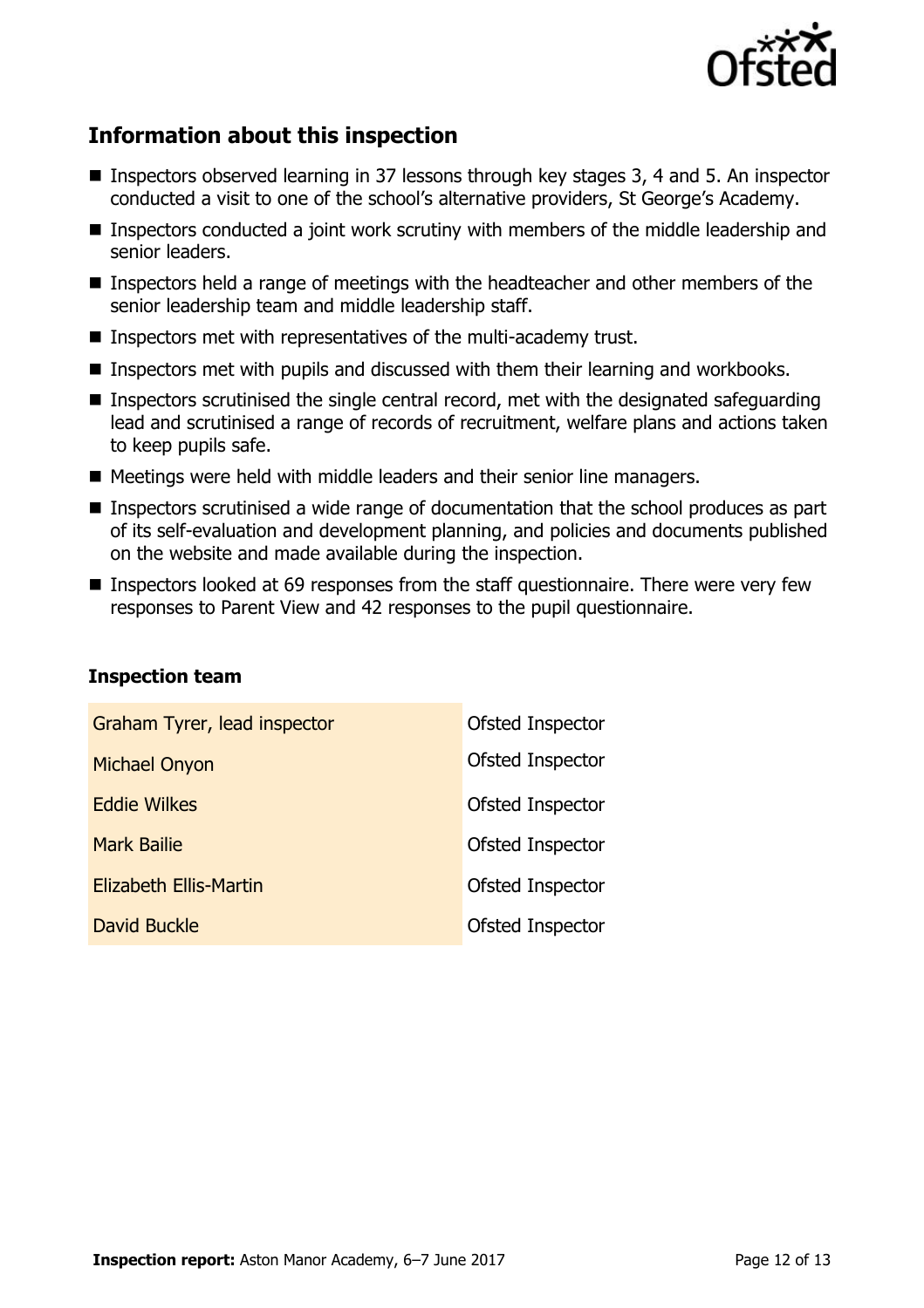## Information about this inspection

- Inspectors observed learning in 37 lessons through key stages 3, 4 and 5. An inspector conducted a visit to one of the school's alternative providers, St George's Academy.
- Inspectors conducted a joint work scrutiny with members of the middle leadership and senior leaders.
- Inspectors held a range of meetings with the headteacher and other members of the senior leadership team and middle leadership staff.
- Inspectors met with representatives of the multi-academy trust.
- Inspectors met with pupils and discussed with them their learning and workbooks.
- Inspectors scrutinised the single central record, met with the designated safeguarding lead and scrutinised a range of records of recruitment, welfare plans and actions taken to keep pupils safe.
- Meetings were held with middle leaders and their senior line managers.
- Inspectors scrutinised a wide range of documentation that the school produces as part of its self-evaluation and development planning, and policies and documents published on the website and made available during the inspection.
- Inspectors looked at 69 responses from the staff questionnaire. There were very few responses to Parent View and 42 responses to the pupil questionnaire.

### Inspection team

| | |
|---|---|
| Graham Tyrer, lead inspector | Ofsted Inspector |
| Michael Onyon | Ofsted Inspector |
| Eddie Wilkes | Ofsted Inspector |
| Mark Bailie | Ofsted Inspector |
| Elizabeth Ellis-Martin | Ofsted Inspector |
| David Buckle | Ofsted Inspector |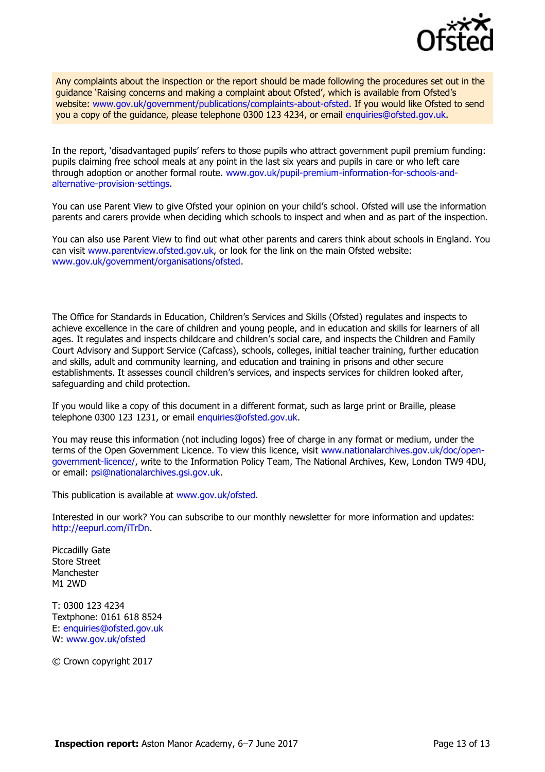Any complaints about the inspection or the report should be made following the procedures set out in the guidance 'Raising concerns and making a complaint about Ofsted', which is available from Ofsted's website: www.gov.uk/government/publications/complaints-about-ofsted. If you would like Ofsted to send you a copy of the guidance, please telephone 0300 123 4234, or email enquiries@ofsted.gov.uk.

In the report, 'disadvantaged pupils' refers to those pupils who attract government pupil premium funding: pupils claiming free school meals at any point in the last six years and pupils in care or who left care through adoption or another formal route. www.gov.uk/pupil-premium-information-for-schools-and-alternative-provision-settings.

You can use Parent View to give Ofsted your opinion on your child's school. Ofsted will use the information parents and carers provide when deciding which schools to inspect and when and as part of the inspection.

You can also use Parent View to find out what other parents and carers think about schools in England. You can visit www.parentview.ofsted.gov.uk, or look for the link on the main Ofsted website: www.gov.uk/government/organisations/ofsted.

The Office for Standards in Education, Children's Services and Skills (Ofsted) regulates and inspects to achieve excellence in the care of children and young people, and in education and skills for learners of all ages. It regulates and inspects childcare and children's social care, and inspects the Children and Family Court Advisory and Support Service (Cafcass), schools, colleges, initial teacher training, further education and skills, adult and community learning, and education and training in prisons and other secure establishments. It assesses council children's services, and inspects services for children looked after, safeguarding and child protection.

If you would like a copy of this document in a different format, such as large print or Braille, please telephone 0300 123 1231, or email enquiries@ofsted.gov.uk.

You may reuse this information (not including logos) free of charge in any format or medium, under the terms of the Open Government Licence. To view this licence, visit www.nationalarchives.gov.uk/doc/open-government-licence/, write to the Information Policy Team, The National Archives, Kew, London TW9 4DU, or email: psi@nationalarchives.gsi.gov.uk.

This publication is available at www.gov.uk/ofsted.

Interested in our work? You can subscribe to our monthly newsletter for more information and updates: http://eepurl.com/iTrDn.

Piccadilly Gate
Store Street
Manchester
M1 2WD

T: 0300 123 4234
Textphone: 0161 618 8524
E: enquiries@ofsted.gov.uk
W: www.gov.uk/ofsted

© Crown copyright 2017